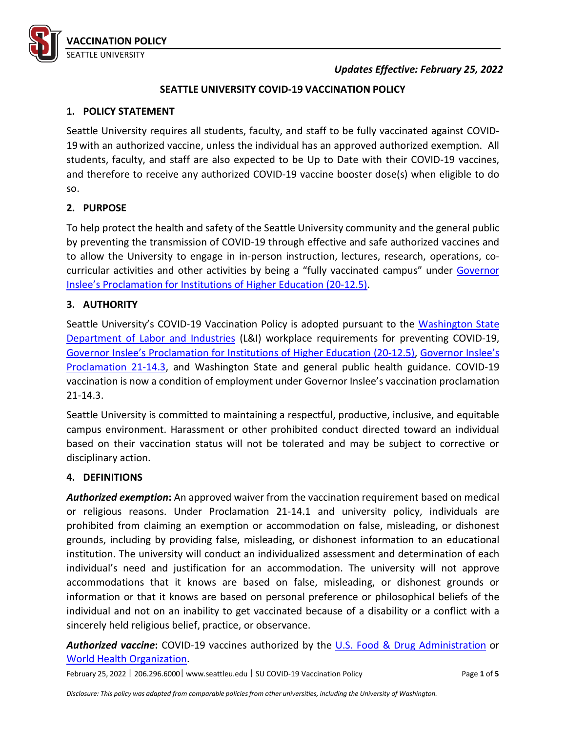*Updates Effective: February 25, 2022*

# SEATTLE UNIVERSITY COVID-19 VACCINATION POLICY

## 1. POLICY STATEMENT

Seattle University requires all students, faculty, and staff to be fully vaccinated against COVID-19 with an authorized vaccine, unless the individual has an approved authorized exemption. All students, faculty, and staff are also expected to be Up to Date with their COVID-19 vaccines, and therefore to receive any authorized COVID-19 vaccine booster dose(s) when eligible to do so.

## 2. PURPOSE

To help protect the health and safety of the Seattle University community and the general public by preventing the transmission of COVID-19 through effective and safe authorized vaccines and to allow the University to engage in in-person instruction, lectures, research, operations, co-curricular activities and other activities by being a "fully vaccinated campus" under Governor Inslee's Proclamation for Institutions of Higher Education (20-12.5).

## 3. AUTHORITY

Seattle University's COVID-19 Vaccination Policy is adopted pursuant to the Washington State Department of Labor and Industries (L&I) workplace requirements for preventing COVID-19, Governor Inslee's Proclamation for Institutions of Higher Education (20-12.5), Governor Inslee's Proclamation 21-14.3, and Washington State and general public health guidance. COVID-19 vaccination is now a condition of employment under Governor Inslee's vaccination proclamation 21-14.3.

Seattle University is committed to maintaining a respectful, productive, inclusive, and equitable campus environment. Harassment or other prohibited conduct directed toward an individual based on their vaccination status will not be tolerated and may be subject to corrective or disciplinary action.

## 4. DEFINITIONS

***Authorized exemption*:** An approved waiver from the vaccination requirement based on medical or religious reasons. Under Proclamation 21-14.1 and university policy, individuals are prohibited from claiming an exemption or accommodation on false, misleading, or dishonest grounds, including by providing false, misleading, or dishonest information to an educational institution. The university will conduct an individualized assessment and determination of each individual's need and justification for an accommodation. The university will not approve accommodations that it knows are based on false, misleading, or dishonest grounds or information or that it knows are based on personal preference or philosophical beliefs of the individual and not on an inability to get vaccinated because of a disability or a conflict with a sincerely held religious belief, practice, or observance.

***Authorized vaccine*:** COVID-19 vaccines authorized by the U.S. Food & Drug Administration or World Health Organization.

*Disclosure: This policy was adapted from comparable policies from other universities, including the University of Washington.*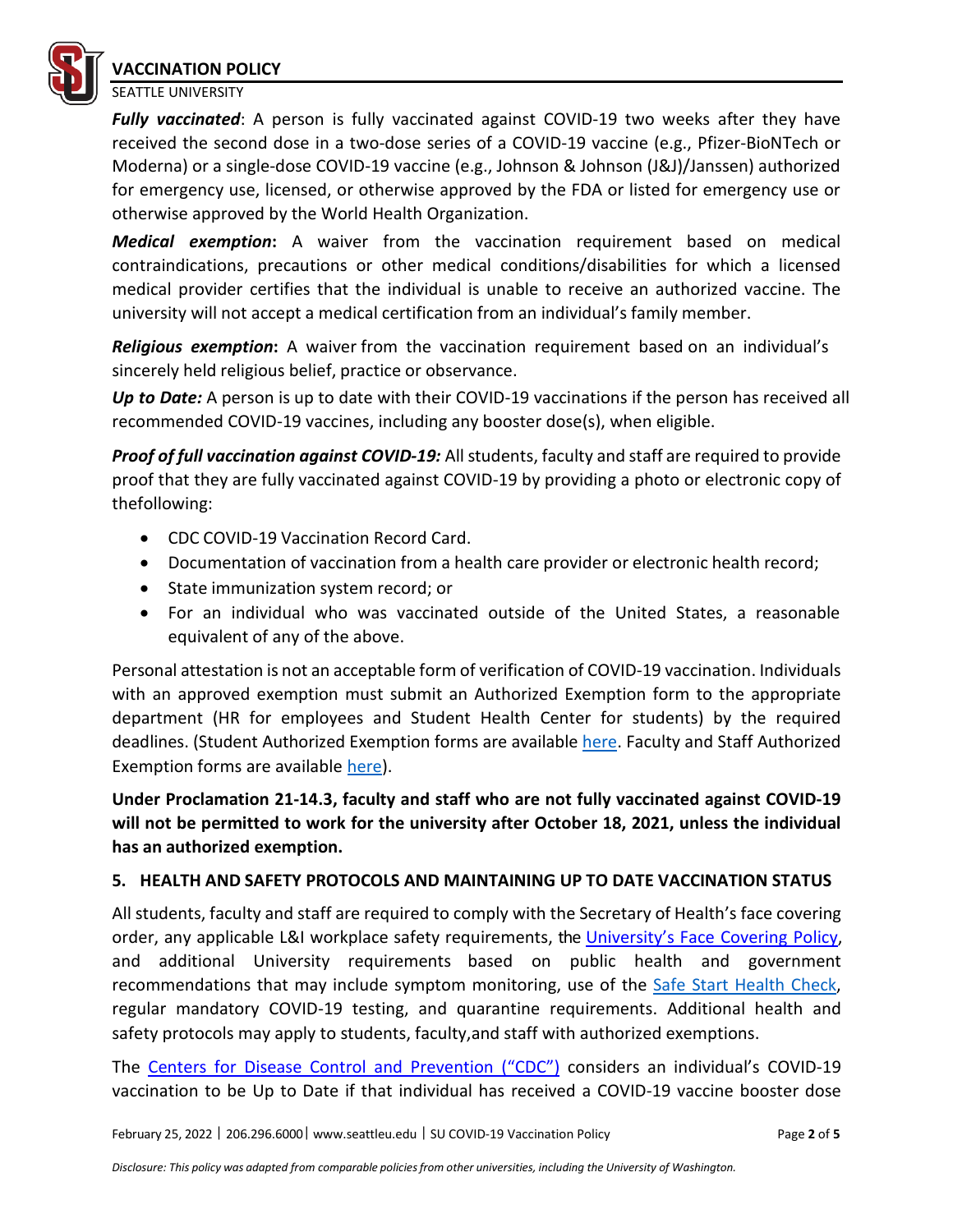***Fully vaccinated***: A person is fully vaccinated against COVID-19 two weeks after they have received the second dose in a two-dose series of a COVID-19 vaccine (e.g., Pfizer-BioNTech or Moderna) or a single-dose COVID-19 vaccine (e.g., Johnson & Johnson (J&J)/Janssen) authorized for emergency use, licensed, or otherwise approved by the FDA or listed for emergency use or otherwise approved by the World Health Organization.

***Medical exemption*:** A waiver from the vaccination requirement based on medical contraindications, precautions or other medical conditions/disabilities for which a licensed medical provider certifies that the individual is unable to receive an authorized vaccine. The university will not accept a medical certification from an individual's family member.

***Religious exemption*:** A waiver from the vaccination requirement based on an individual's sincerely held religious belief, practice or observance.

***Up to Date:*** A person is up to date with their COVID-19 vaccinations if the person has received all recommended COVID-19 vaccines, including any booster dose(s), when eligible.

***Proof of full vaccination against COVID-19:*** All students, faculty and staff are required to provide proof that they are fully vaccinated against COVID-19 by providing a photo or electronic copy of thefollowing:

- CDC COVID-19 Vaccination Record Card.
- Documentation of vaccination from a health care provider or electronic health record;
- State immunization system record; or
- For an individual who was vaccinated outside of the United States, a reasonable equivalent of any of the above.

Personal attestation is not an acceptable form of verification of COVID-19 vaccination. Individuals with an approved exemption must submit an Authorized Exemption form to the appropriate department (HR for employees and Student Health Center for students) by the required deadlines. (Student Authorized Exemption forms are available here. Faculty and Staff Authorized Exemption forms are available here).

**Under Proclamation 21-14.3, faculty and staff who are not fully vaccinated against COVID-19 will not be permitted to work for the university after October 18, 2021, unless the individual has an authorized exemption.**

## 5. HEALTH AND SAFETY PROTOCOLS AND MAINTAINING UP TO DATE VACCINATION STATUS

All students, faculty and staff are required to comply with the Secretary of Health's face covering order, any applicable L&I workplace safety requirements, the University's Face Covering Policy, and additional University requirements based on public health and government recommendations that may include symptom monitoring, use of the Safe Start Health Check, regular mandatory COVID-19 testing, and quarantine requirements. Additional health and safety protocols may apply to students, faculty,and staff with authorized exemptions.

The Centers for Disease Control and Prevention ("CDC") considers an individual's COVID-19 vaccination to be Up to Date if that individual has received a COVID-19 vaccine booster dose

*Disclosure: This policy was adapted from comparable policies from other universities, including the University of Washington.*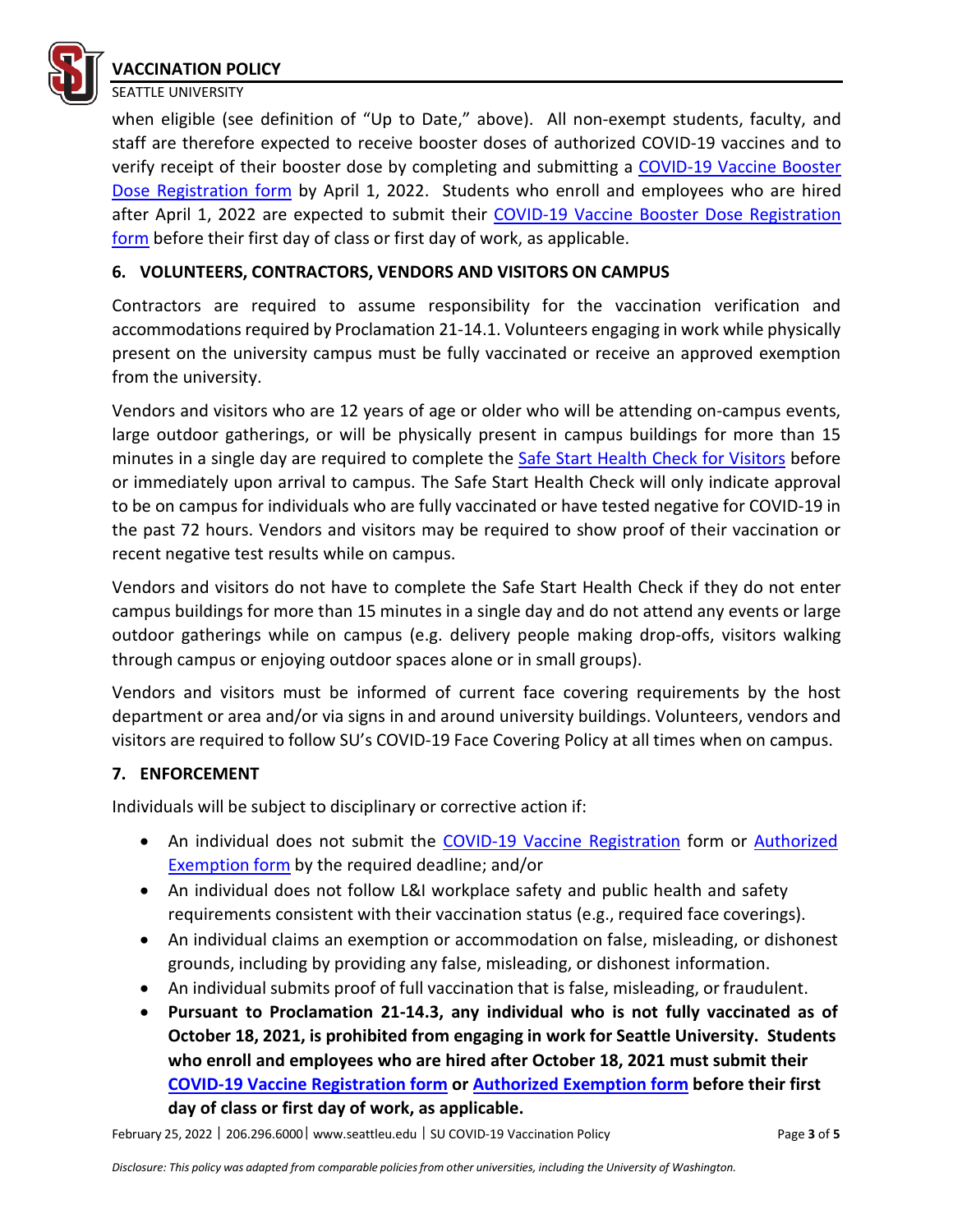when eligible (see definition of "Up to Date," above). All non-exempt students, faculty, and staff are therefore expected to receive booster doses of authorized COVID-19 vaccines and to verify receipt of their booster dose by completing and submitting a COVID-19 Vaccine Booster Dose Registration form by April 1, 2022. Students who enroll and employees who are hired after April 1, 2022 are expected to submit their COVID-19 Vaccine Booster Dose Registration form before their first day of class or first day of work, as applicable.

## 6. VOLUNTEERS, CONTRACTORS, VENDORS AND VISITORS ON CAMPUS

Contractors are required to assume responsibility for the vaccination verification and accommodations required by Proclamation 21-14.1. Volunteers engaging in work while physically present on the university campus must be fully vaccinated or receive an approved exemption from the university.

Vendors and visitors who are 12 years of age or older who will be attending on-campus events, large outdoor gatherings, or will be physically present in campus buildings for more than 15 minutes in a single day are required to complete the Safe Start Health Check for Visitors before or immediately upon arrival to campus. The Safe Start Health Check will only indicate approval to be on campus for individuals who are fully vaccinated or have tested negative for COVID-19 in the past 72 hours. Vendors and visitors may be required to show proof of their vaccination or recent negative test results while on campus.

Vendors and visitors do not have to complete the Safe Start Health Check if they do not enter campus buildings for more than 15 minutes in a single day and do not attend any events or large outdoor gatherings while on campus (e.g. delivery people making drop-offs, visitors walking through campus or enjoying outdoor spaces alone or in small groups).

Vendors and visitors must be informed of current face covering requirements by the host department or area and/or via signs in and around university buildings. Volunteers, vendors and visitors are required to follow SU's COVID-19 Face Covering Policy at all times when on campus.

## 7. ENFORCEMENT

Individuals will be subject to disciplinary or corrective action if:

- An individual does not submit the COVID-19 Vaccine Registration form or Authorized Exemption form by the required deadline; and/or
- An individual does not follow L&I workplace safety and public health and safety requirements consistent with their vaccination status (e.g., required face coverings).
- An individual claims an exemption or accommodation on false, misleading, or dishonest grounds, including by providing any false, misleading, or dishonest information.
- An individual submits proof of full vaccination that is false, misleading, or fraudulent.
- **Pursuant to Proclamation 21-14.3, any individual who is not fully vaccinated as of October 18, 2021, is prohibited from engaging in work for Seattle University. Students who enroll and employees who are hired after October 18, 2021 must submit their COVID-19 Vaccine Registration form or Authorized Exemption form before their first day of class or first day of work, as applicable.**

*Disclosure: This policy was adapted from comparable policies from other universities, including the University of Washington.*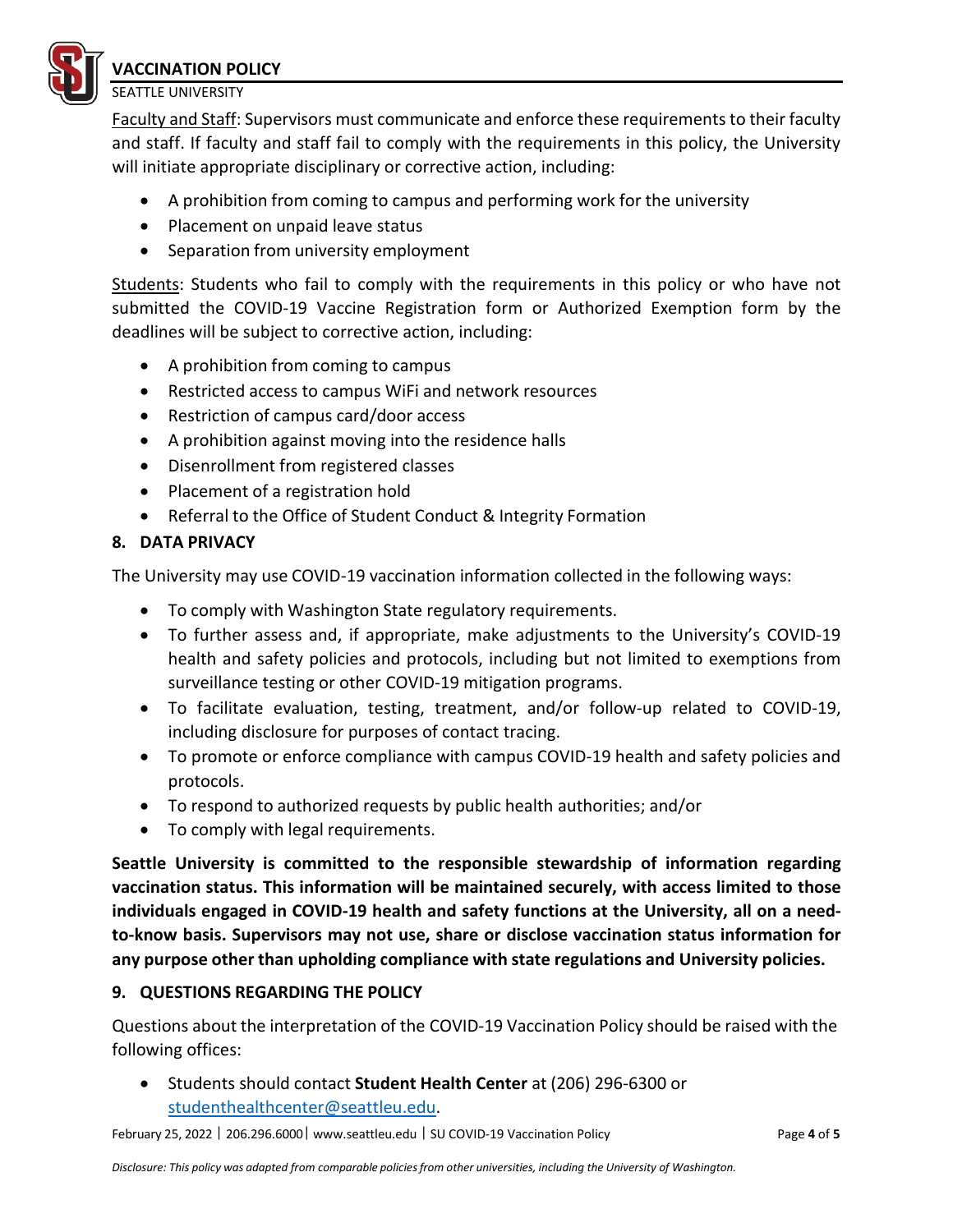Faculty and Staff: Supervisors must communicate and enforce these requirements to their faculty and staff. If faculty and staff fail to comply with the requirements in this policy, the University will initiate appropriate disciplinary or corrective action, including:

- A prohibition from coming to campus and performing work for the university
- Placement on unpaid leave status
- Separation from university employment

Students: Students who fail to comply with the requirements in this policy or who have not submitted the COVID-19 Vaccine Registration form or Authorized Exemption form by the deadlines will be subject to corrective action, including:

- A prohibition from coming to campus
- Restricted access to campus WiFi and network resources
- Restriction of campus card/door access
- A prohibition against moving into the residence halls
- Disenrollment from registered classes
- Placement of a registration hold
- Referral to the Office of Student Conduct & Integrity Formation

## 8. DATA PRIVACY

The University may use COVID-19 vaccination information collected in the following ways:

- To comply with Washington State regulatory requirements.
- To further assess and, if appropriate, make adjustments to the University's COVID-19 health and safety policies and protocols, including but not limited to exemptions from surveillance testing or other COVID-19 mitigation programs.
- To facilitate evaluation, testing, treatment, and/or follow-up related to COVID-19, including disclosure for purposes of contact tracing.
- To promote or enforce compliance with campus COVID-19 health and safety policies and protocols.
- To respond to authorized requests by public health authorities; and/or
- To comply with legal requirements.

**Seattle University is committed to the responsible stewardship of information regarding vaccination status. This information will be maintained securely, with access limited to those individuals engaged in COVID-19 health and safety functions at the University, all on a need-to-know basis. Supervisors may not use, share or disclose vaccination status information for any purpose other than upholding compliance with state regulations and University policies.**

## 9. QUESTIONS REGARDING THE POLICY

Questions about the interpretation of the COVID-19 Vaccination Policy should be raised with the following offices:

- Students should contact **Student Health Center** at (206) 296-6300 or studenthealthcenter@seattleu.edu.

*Disclosure: This policy was adapted from comparable policies from other universities, including the University of Washington.*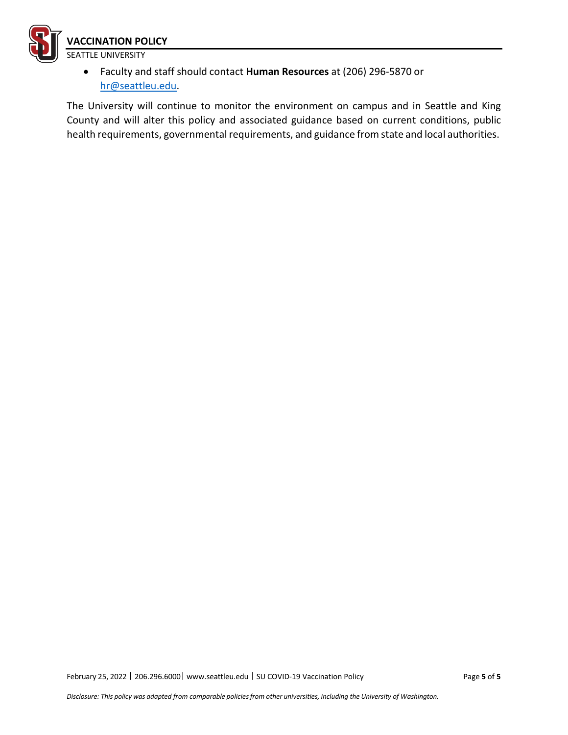- Faculty and staff should contact **Human Resources** at (206) 296-5870 or [hr@seattleu.edu](mailto:hr@seattleu.edu).

The University will continue to monitor the environment on campus and in Seattle and King County and will alter this policy and associated guidance based on current conditions, public health requirements, governmental requirements, and guidance from state and local authorities.

*Disclosure: This policy was adapted from comparable policies from other universities, including the University of Washington.*